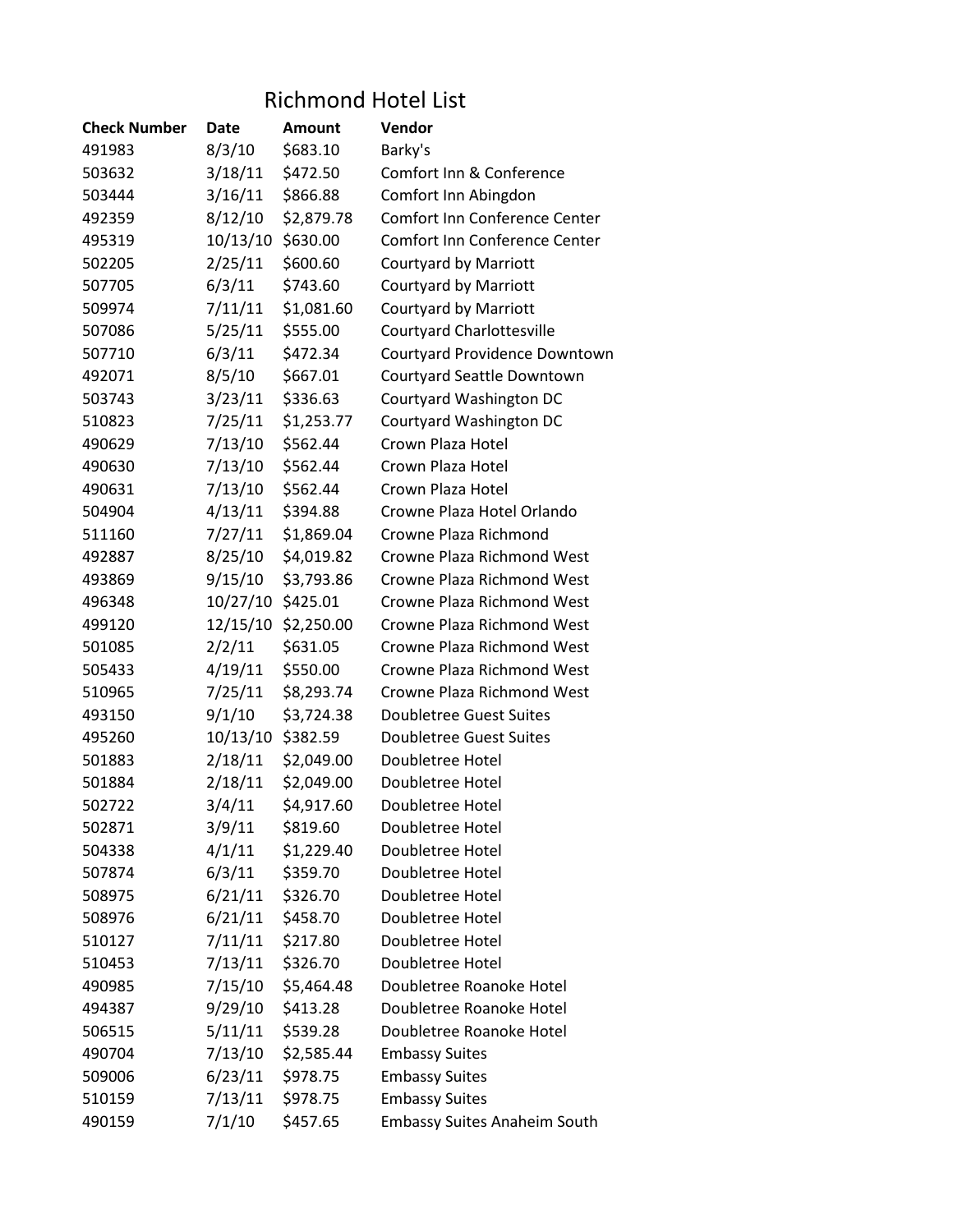# Richmond Hotel List

| Check Number | Date | Amount | Vendor |
|---|---|---|---|
| 491983 | 8/3/10 | $683.10 | Barky's |
| 503632 | 3/18/11 | $472.50 | Comfort Inn & Conference |
| 503444 | 3/16/11 | $866.88 | Comfort Inn Abingdon |
| 492359 | 8/12/10 | $2,879.78 | Comfort Inn Conference Center |
| 495319 | 10/13/10 | $630.00 | Comfort Inn Conference Center |
| 502205 | 2/25/11 | $600.60 | Courtyard by Marriott |
| 507705 | 6/3/11 | $743.60 | Courtyard by Marriott |
| 509974 | 7/11/11 | $1,081.60 | Courtyard by Marriott |
| 507086 | 5/25/11 | $555.00 | Courtyard Charlottesville |
| 507710 | 6/3/11 | $472.34 | Courtyard Providence Downtown |
| 492071 | 8/5/10 | $667.01 | Courtyard Seattle Downtown |
| 503743 | 3/23/11 | $336.63 | Courtyard Washington DC |
| 510823 | 7/25/11 | $1,253.77 | Courtyard Washington DC |
| 490629 | 7/13/10 | $562.44 | Crown Plaza Hotel |
| 490630 | 7/13/10 | $562.44 | Crown Plaza Hotel |
| 490631 | 7/13/10 | $562.44 | Crown Plaza Hotel |
| 504904 | 4/13/11 | $394.88 | Crowne Plaza Hotel Orlando |
| 511160 | 7/27/11 | $1,869.04 | Crowne Plaza Richmond |
| 492887 | 8/25/10 | $4,019.82 | Crowne Plaza Richmond West |
| 493869 | 9/15/10 | $3,793.86 | Crowne Plaza Richmond West |
| 496348 | 10/27/10 | $425.01 | Crowne Plaza Richmond West |
| 499120 | 12/15/10 | $2,250.00 | Crowne Plaza Richmond West |
| 501085 | 2/2/11 | $631.05 | Crowne Plaza Richmond West |
| 505433 | 4/19/11 | $550.00 | Crowne Plaza Richmond West |
| 510965 | 7/25/11 | $8,293.74 | Crowne Plaza Richmond West |
| 493150 | 9/1/10 | $3,724.38 | Doubletree Guest Suites |
| 495260 | 10/13/10 | $382.59 | Doubletree Guest Suites |
| 501883 | 2/18/11 | $2,049.00 | Doubletree Hotel |
| 501884 | 2/18/11 | $2,049.00 | Doubletree Hotel |
| 502722 | 3/4/11 | $4,917.60 | Doubletree Hotel |
| 502871 | 3/9/11 | $819.60 | Doubletree Hotel |
| 504338 | 4/1/11 | $1,229.40 | Doubletree Hotel |
| 507874 | 6/3/11 | $359.70 | Doubletree Hotel |
| 508975 | 6/21/11 | $326.70 | Doubletree Hotel |
| 508976 | 6/21/11 | $458.70 | Doubletree Hotel |
| 510127 | 7/11/11 | $217.80 | Doubletree Hotel |
| 510453 | 7/13/11 | $326.70 | Doubletree Hotel |
| 490985 | 7/15/10 | $5,464.48 | Doubletree Roanoke Hotel |
| 494387 | 9/29/10 | $413.28 | Doubletree Roanoke Hotel |
| 506515 | 5/11/11 | $539.28 | Doubletree Roanoke Hotel |
| 490704 | 7/13/10 | $2,585.44 | Embassy Suites |
| 509006 | 6/23/11 | $978.75 | Embassy Suites |
| 510159 | 7/13/11 | $978.75 | Embassy Suites |
| 490159 | 7/1/10 | $457.65 | Embassy Suites Anaheim South |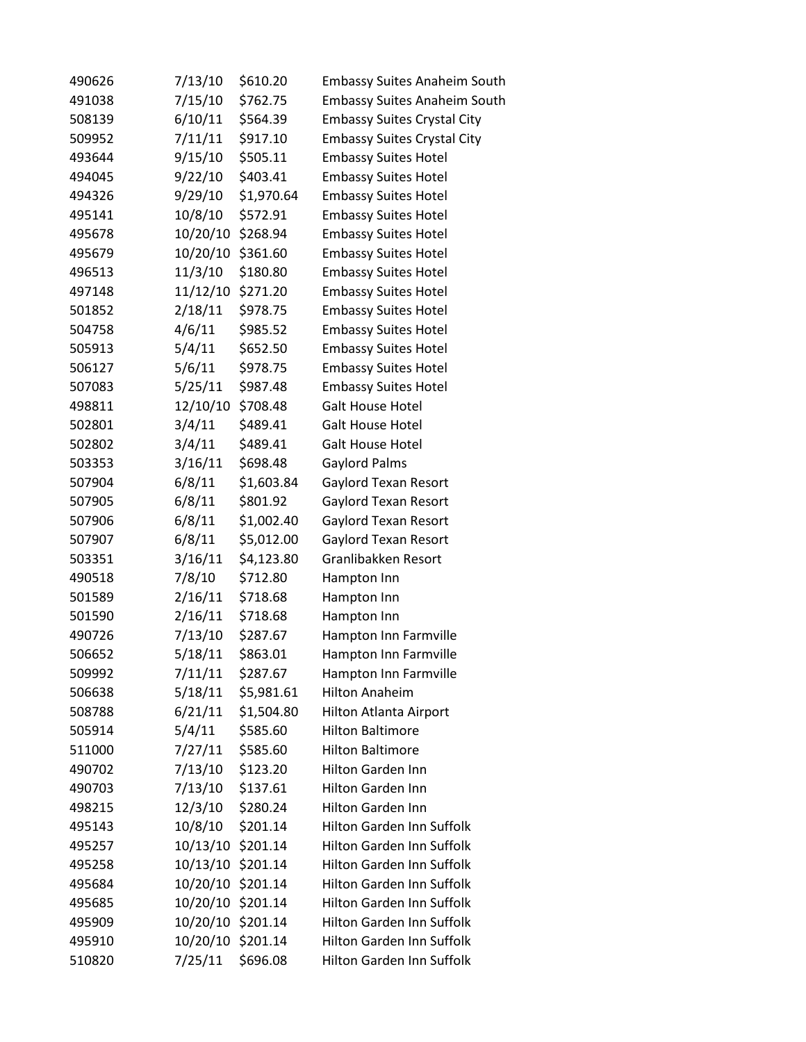| | | | |
|---|---|---|---|
| 490626 | 7/13/10 | $610.20 | Embassy Suites Anaheim South |
| 491038 | 7/15/10 | $762.75 | Embassy Suites Anaheim South |
| 508139 | 6/10/11 | $564.39 | Embassy Suites Crystal City |
| 509952 | 7/11/11 | $917.10 | Embassy Suites Crystal City |
| 493644 | 9/15/10 | $505.11 | Embassy Suites Hotel |
| 494045 | 9/22/10 | $403.41 | Embassy Suites Hotel |
| 494326 | 9/29/10 | $1,970.64 | Embassy Suites Hotel |
| 495141 | 10/8/10 | $572.91 | Embassy Suites Hotel |
| 495678 | 10/20/10 | $268.94 | Embassy Suites Hotel |
| 495679 | 10/20/10 | $361.60 | Embassy Suites Hotel |
| 496513 | 11/3/10 | $180.80 | Embassy Suites Hotel |
| 497148 | 11/12/10 | $271.20 | Embassy Suites Hotel |
| 501852 | 2/18/11 | $978.75 | Embassy Suites Hotel |
| 504758 | 4/6/11 | $985.52 | Embassy Suites Hotel |
| 505913 | 5/4/11 | $652.50 | Embassy Suites Hotel |
| 506127 | 5/6/11 | $978.75 | Embassy Suites Hotel |
| 507083 | 5/25/11 | $987.48 | Embassy Suites Hotel |
| 498811 | 12/10/10 | $708.48 | Galt House Hotel |
| 502801 | 3/4/11 | $489.41 | Galt House Hotel |
| 502802 | 3/4/11 | $489.41 | Galt House Hotel |
| 503353 | 3/16/11 | $698.48 | Gaylord Palms |
| 507904 | 6/8/11 | $1,603.84 | Gaylord Texan Resort |
| 507905 | 6/8/11 | $801.92 | Gaylord Texan Resort |
| 507906 | 6/8/11 | $1,002.40 | Gaylord Texan Resort |
| 507907 | 6/8/11 | $5,012.00 | Gaylord Texan Resort |
| 503351 | 3/16/11 | $4,123.80 | Granlibakken Resort |
| 490518 | 7/8/10 | $712.80 | Hampton Inn |
| 501589 | 2/16/11 | $718.68 | Hampton Inn |
| 501590 | 2/16/11 | $718.68 | Hampton Inn |
| 490726 | 7/13/10 | $287.67 | Hampton Inn Farmville |
| 506652 | 5/18/11 | $863.01 | Hampton Inn Farmville |
| 509992 | 7/11/11 | $287.67 | Hampton Inn Farmville |
| 506638 | 5/18/11 | $5,981.61 | Hilton Anaheim |
| 508788 | 6/21/11 | $1,504.80 | Hilton Atlanta Airport |
| 505914 | 5/4/11 | $585.60 | Hilton Baltimore |
| 511000 | 7/27/11 | $585.60 | Hilton Baltimore |
| 490702 | 7/13/10 | $123.20 | Hilton Garden Inn |
| 490703 | 7/13/10 | $137.61 | Hilton Garden Inn |
| 498215 | 12/3/10 | $280.24 | Hilton Garden Inn |
| 495143 | 10/8/10 | $201.14 | Hilton Garden Inn Suffolk |
| 495257 | 10/13/10 | $201.14 | Hilton Garden Inn Suffolk |
| 495258 | 10/13/10 | $201.14 | Hilton Garden Inn Suffolk |
| 495684 | 10/20/10 | $201.14 | Hilton Garden Inn Suffolk |
| 495685 | 10/20/10 | $201.14 | Hilton Garden Inn Suffolk |
| 495909 | 10/20/10 | $201.14 | Hilton Garden Inn Suffolk |
| 495910 | 10/20/10 | $201.14 | Hilton Garden Inn Suffolk |
| 510820 | 7/25/11 | $696.08 | Hilton Garden Inn Suffolk |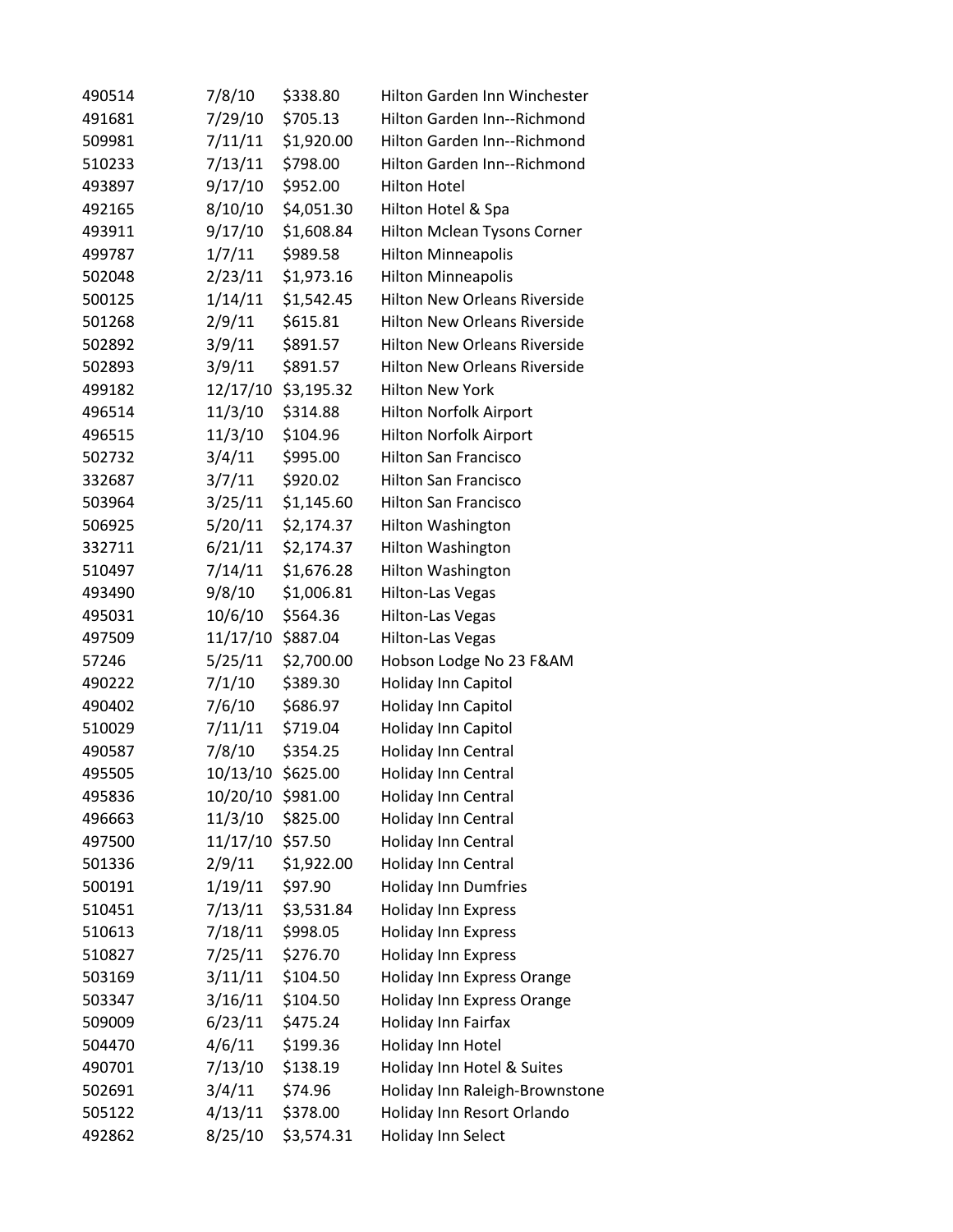| | | | |
|---|---|---|---|
| 490514 | 7/8/10 | $338.80 | Hilton Garden Inn Winchester |
| 491681 | 7/29/10 | $705.13 | Hilton Garden Inn--Richmond |
| 509981 | 7/11/11 | $1,920.00 | Hilton Garden Inn--Richmond |
| 510233 | 7/13/11 | $798.00 | Hilton Garden Inn--Richmond |
| 493897 | 9/17/10 | $952.00 | Hilton Hotel |
| 492165 | 8/10/10 | $4,051.30 | Hilton Hotel & Spa |
| 493911 | 9/17/10 | $1,608.84 | Hilton Mclean Tysons Corner |
| 499787 | 1/7/11 | $989.58 | Hilton Minneapolis |
| 502048 | 2/23/11 | $1,973.16 | Hilton Minneapolis |
| 500125 | 1/14/11 | $1,542.45 | Hilton New Orleans Riverside |
| 501268 | 2/9/11 | $615.81 | Hilton New Orleans Riverside |
| 502892 | 3/9/11 | $891.57 | Hilton New Orleans Riverside |
| 502893 | 3/9/11 | $891.57 | Hilton New Orleans Riverside |
| 499182 | 12/17/10 | $3,195.32 | Hilton New York |
| 496514 | 11/3/10 | $314.88 | Hilton Norfolk Airport |
| 496515 | 11/3/10 | $104.96 | Hilton Norfolk Airport |
| 502732 | 3/4/11 | $995.00 | Hilton San Francisco |
| 332687 | 3/7/11 | $920.02 | Hilton San Francisco |
| 503964 | 3/25/11 | $1,145.60 | Hilton San Francisco |
| 506925 | 5/20/11 | $2,174.37 | Hilton Washington |
| 332711 | 6/21/11 | $2,174.37 | Hilton Washington |
| 510497 | 7/14/11 | $1,676.28 | Hilton Washington |
| 493490 | 9/8/10 | $1,006.81 | Hilton-Las Vegas |
| 495031 | 10/6/10 | $564.36 | Hilton-Las Vegas |
| 497509 | 11/17/10 | $887.04 | Hilton-Las Vegas |
| 57246 | 5/25/11 | $2,700.00 | Hobson Lodge No 23 F&AM |
| 490222 | 7/1/10 | $389.30 | Holiday Inn Capitol |
| 490402 | 7/6/10 | $686.97 | Holiday Inn Capitol |
| 510029 | 7/11/11 | $719.04 | Holiday Inn Capitol |
| 490587 | 7/8/10 | $354.25 | Holiday Inn Central |
| 495505 | 10/13/10 | $625.00 | Holiday Inn Central |
| 495836 | 10/20/10 | $981.00 | Holiday Inn Central |
| 496663 | 11/3/10 | $825.00 | Holiday Inn Central |
| 497500 | 11/17/10 | $57.50 | Holiday Inn Central |
| 501336 | 2/9/11 | $1,922.00 | Holiday Inn Central |
| 500191 | 1/19/11 | $97.90 | Holiday Inn Dumfries |
| 510451 | 7/13/11 | $3,531.84 | Holiday Inn Express |
| 510613 | 7/18/11 | $998.05 | Holiday Inn Express |
| 510827 | 7/25/11 | $276.70 | Holiday Inn Express |
| 503169 | 3/11/11 | $104.50 | Holiday Inn Express Orange |
| 503347 | 3/16/11 | $104.50 | Holiday Inn Express Orange |
| 509009 | 6/23/11 | $475.24 | Holiday Inn Fairfax |
| 504470 | 4/6/11 | $199.36 | Holiday Inn Hotel |
| 490701 | 7/13/10 | $138.19 | Holiday Inn Hotel & Suites |
| 502691 | 3/4/11 | $74.96 | Holiday Inn Raleigh-Brownstone |
| 505122 | 4/13/11 | $378.00 | Holiday Inn Resort Orlando |
| 492862 | 8/25/10 | $3,574.31 | Holiday Inn Select |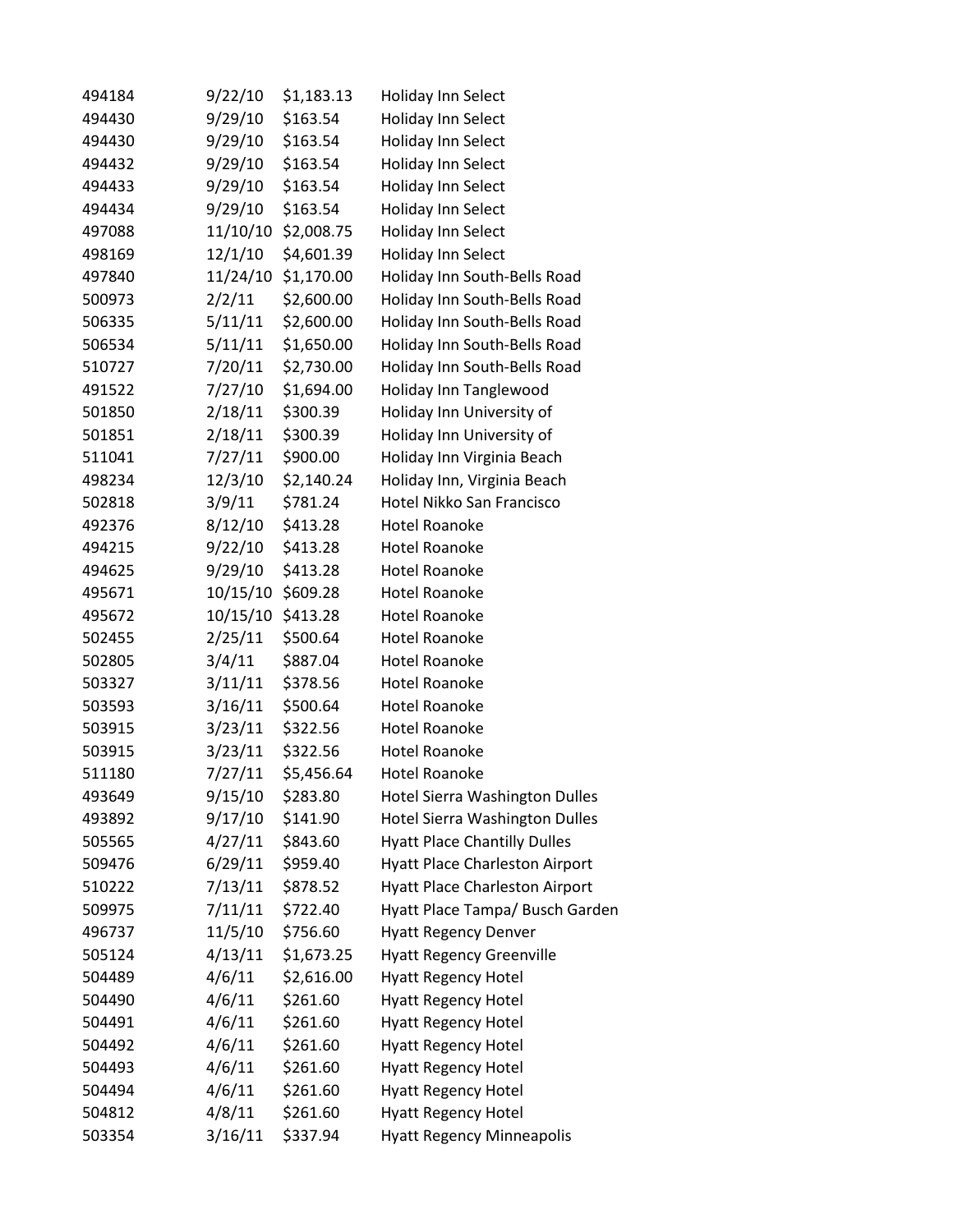| | | | |
|---|---|---|---|
| 494184 | 9/22/10 | $1,183.13 | Holiday Inn Select |
| 494430 | 9/29/10 | $163.54 | Holiday Inn Select |
| 494430 | 9/29/10 | $163.54 | Holiday Inn Select |
| 494432 | 9/29/10 | $163.54 | Holiday Inn Select |
| 494433 | 9/29/10 | $163.54 | Holiday Inn Select |
| 494434 | 9/29/10 | $163.54 | Holiday Inn Select |
| 497088 | 11/10/10 | $2,008.75 | Holiday Inn Select |
| 498169 | 12/1/10 | $4,601.39 | Holiday Inn Select |
| 497840 | 11/24/10 | $1,170.00 | Holiday Inn South-Bells Road |
| 500973 | 2/2/11 | $2,600.00 | Holiday Inn South-Bells Road |
| 506335 | 5/11/11 | $2,600.00 | Holiday Inn South-Bells Road |
| 506534 | 5/11/11 | $1,650.00 | Holiday Inn South-Bells Road |
| 510727 | 7/20/11 | $2,730.00 | Holiday Inn South-Bells Road |
| 491522 | 7/27/10 | $1,694.00 | Holiday Inn Tanglewood |
| 501850 | 2/18/11 | $300.39 | Holiday Inn University of |
| 501851 | 2/18/11 | $300.39 | Holiday Inn University of |
| 511041 | 7/27/11 | $900.00 | Holiday Inn Virginia Beach |
| 498234 | 12/3/10 | $2,140.24 | Holiday Inn, Virginia Beach |
| 502818 | 3/9/11 | $781.24 | Hotel Nikko San Francisco |
| 492376 | 8/12/10 | $413.28 | Hotel Roanoke |
| 494215 | 9/22/10 | $413.28 | Hotel Roanoke |
| 494625 | 9/29/10 | $413.28 | Hotel Roanoke |
| 495671 | 10/15/10 | $609.28 | Hotel Roanoke |
| 495672 | 10/15/10 | $413.28 | Hotel Roanoke |
| 502455 | 2/25/11 | $500.64 | Hotel Roanoke |
| 502805 | 3/4/11 | $887.04 | Hotel Roanoke |
| 503327 | 3/11/11 | $378.56 | Hotel Roanoke |
| 503593 | 3/16/11 | $500.64 | Hotel Roanoke |
| 503915 | 3/23/11 | $322.56 | Hotel Roanoke |
| 503915 | 3/23/11 | $322.56 | Hotel Roanoke |
| 511180 | 7/27/11 | $5,456.64 | Hotel Roanoke |
| 493649 | 9/15/10 | $283.80 | Hotel Sierra Washington Dulles |
| 493892 | 9/17/10 | $141.90 | Hotel Sierra Washington Dulles |
| 505565 | 4/27/11 | $843.60 | Hyatt Place Chantilly Dulles |
| 509476 | 6/29/11 | $959.40 | Hyatt Place Charleston Airport |
| 510222 | 7/13/11 | $878.52 | Hyatt Place Charleston Airport |
| 509975 | 7/11/11 | $722.40 | Hyatt Place Tampa/ Busch Garden |
| 496737 | 11/5/10 | $756.60 | Hyatt Regency Denver |
| 505124 | 4/13/11 | $1,673.25 | Hyatt Regency Greenville |
| 504489 | 4/6/11 | $2,616.00 | Hyatt Regency Hotel |
| 504490 | 4/6/11 | $261.60 | Hyatt Regency Hotel |
| 504491 | 4/6/11 | $261.60 | Hyatt Regency Hotel |
| 504492 | 4/6/11 | $261.60 | Hyatt Regency Hotel |
| 504493 | 4/6/11 | $261.60 | Hyatt Regency Hotel |
| 504494 | 4/6/11 | $261.60 | Hyatt Regency Hotel |
| 504812 | 4/8/11 | $261.60 | Hyatt Regency Hotel |
| 503354 | 3/16/11 | $337.94 | Hyatt Regency Minneapolis |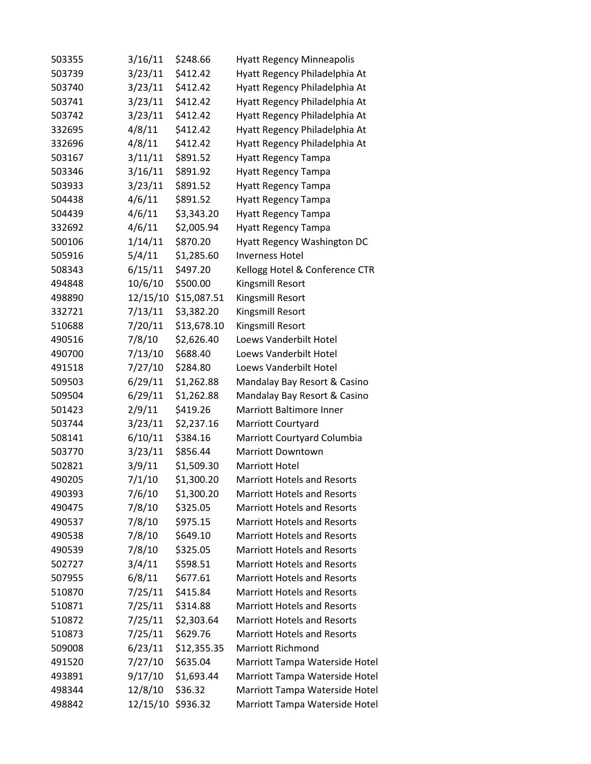| | | | |
|---|---|---|---|
| 503355 | 3/16/11 | $248.66 | Hyatt Regency Minneapolis |
| 503739 | 3/23/11 | $412.42 | Hyatt Regency Philadelphia At |
| 503740 | 3/23/11 | $412.42 | Hyatt Regency Philadelphia At |
| 503741 | 3/23/11 | $412.42 | Hyatt Regency Philadelphia At |
| 503742 | 3/23/11 | $412.42 | Hyatt Regency Philadelphia At |
| 332695 | 4/8/11 | $412.42 | Hyatt Regency Philadelphia At |
| 332696 | 4/8/11 | $412.42 | Hyatt Regency Philadelphia At |
| 503167 | 3/11/11 | $891.52 | Hyatt Regency Tampa |
| 503346 | 3/16/11 | $891.92 | Hyatt Regency Tampa |
| 503933 | 3/23/11 | $891.52 | Hyatt Regency Tampa |
| 504438 | 4/6/11 | $891.52 | Hyatt Regency Tampa |
| 504439 | 4/6/11 | $3,343.20 | Hyatt Regency Tampa |
| 332692 | 4/6/11 | $2,005.94 | Hyatt Regency Tampa |
| 500106 | 1/14/11 | $870.20 | Hyatt Regency Washington DC |
| 505916 | 5/4/11 | $1,285.60 | Inverness Hotel |
| 508343 | 6/15/11 | $497.20 | Kellogg Hotel & Conference CTR |
| 494848 | 10/6/10 | $500.00 | Kingsmill Resort |
| 498890 | 12/15/10 | $15,087.51 | Kingsmill Resort |
| 332721 | 7/13/11 | $3,382.20 | Kingsmill Resort |
| 510688 | 7/20/11 | $13,678.10 | Kingsmill Resort |
| 490516 | 7/8/10 | $2,626.40 | Loews Vanderbilt Hotel |
| 490700 | 7/13/10 | $688.40 | Loews Vanderbilt Hotel |
| 491518 | 7/27/10 | $284.80 | Loews Vanderbilt Hotel |
| 509503 | 6/29/11 | $1,262.88 | Mandalay Bay Resort & Casino |
| 509504 | 6/29/11 | $1,262.88 | Mandalay Bay Resort & Casino |
| 501423 | 2/9/11 | $419.26 | Marriott Baltimore Inner |
| 503744 | 3/23/11 | $2,237.16 | Marriott Courtyard |
| 508141 | 6/10/11 | $384.16 | Marriott Courtyard Columbia |
| 503770 | 3/23/11 | $856.44 | Marriott Downtown |
| 502821 | 3/9/11 | $1,509.30 | Marriott Hotel |
| 490205 | 7/1/10 | $1,300.20 | Marriott Hotels and Resorts |
| 490393 | 7/6/10 | $1,300.20 | Marriott Hotels and Resorts |
| 490475 | 7/8/10 | $325.05 | Marriott Hotels and Resorts |
| 490537 | 7/8/10 | $975.15 | Marriott Hotels and Resorts |
| 490538 | 7/8/10 | $649.10 | Marriott Hotels and Resorts |
| 490539 | 7/8/10 | $325.05 | Marriott Hotels and Resorts |
| 502727 | 3/4/11 | $598.51 | Marriott Hotels and Resorts |
| 507955 | 6/8/11 | $677.61 | Marriott Hotels and Resorts |
| 510870 | 7/25/11 | $415.84 | Marriott Hotels and Resorts |
| 510871 | 7/25/11 | $314.88 | Marriott Hotels and Resorts |
| 510872 | 7/25/11 | $2,303.64 | Marriott Hotels and Resorts |
| 510873 | 7/25/11 | $629.76 | Marriott Hotels and Resorts |
| 509008 | 6/23/11 | $12,355.35 | Marriott Richmond |
| 491520 | 7/27/10 | $635.04 | Marriott Tampa Waterside Hotel |
| 493891 | 9/17/10 | $1,693.44 | Marriott Tampa Waterside Hotel |
| 498344 | 12/8/10 | $36.32 | Marriott Tampa Waterside Hotel |
| 498842 | 12/15/10 | $936.32 | Marriott Tampa Waterside Hotel |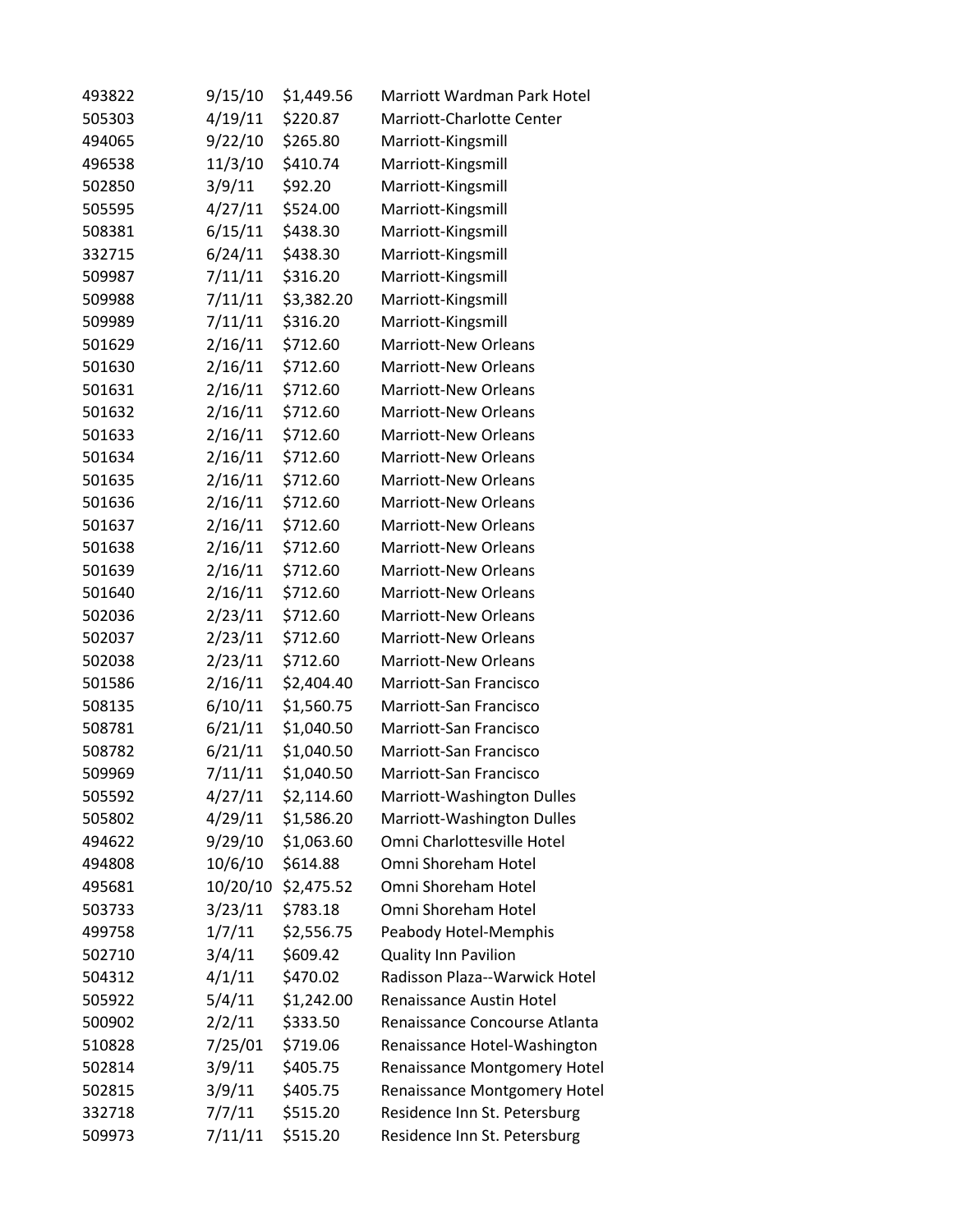| | | | |
|---|---|---|---|
| 493822 | 9/15/10 | $1,449.56 | Marriott Wardman Park Hotel |
| 505303 | 4/19/11 | $220.87 | Marriott-Charlotte Center |
| 494065 | 9/22/10 | $265.80 | Marriott-Kingsmill |
| 496538 | 11/3/10 | $410.74 | Marriott-Kingsmill |
| 502850 | 3/9/11 | $92.20 | Marriott-Kingsmill |
| 505595 | 4/27/11 | $524.00 | Marriott-Kingsmill |
| 508381 | 6/15/11 | $438.30 | Marriott-Kingsmill |
| 332715 | 6/24/11 | $438.30 | Marriott-Kingsmill |
| 509987 | 7/11/11 | $316.20 | Marriott-Kingsmill |
| 509988 | 7/11/11 | $3,382.20 | Marriott-Kingsmill |
| 509989 | 7/11/11 | $316.20 | Marriott-Kingsmill |
| 501629 | 2/16/11 | $712.60 | Marriott-New Orleans |
| 501630 | 2/16/11 | $712.60 | Marriott-New Orleans |
| 501631 | 2/16/11 | $712.60 | Marriott-New Orleans |
| 501632 | 2/16/11 | $712.60 | Marriott-New Orleans |
| 501633 | 2/16/11 | $712.60 | Marriott-New Orleans |
| 501634 | 2/16/11 | $712.60 | Marriott-New Orleans |
| 501635 | 2/16/11 | $712.60 | Marriott-New Orleans |
| 501636 | 2/16/11 | $712.60 | Marriott-New Orleans |
| 501637 | 2/16/11 | $712.60 | Marriott-New Orleans |
| 501638 | 2/16/11 | $712.60 | Marriott-New Orleans |
| 501639 | 2/16/11 | $712.60 | Marriott-New Orleans |
| 501640 | 2/16/11 | $712.60 | Marriott-New Orleans |
| 502036 | 2/23/11 | $712.60 | Marriott-New Orleans |
| 502037 | 2/23/11 | $712.60 | Marriott-New Orleans |
| 502038 | 2/23/11 | $712.60 | Marriott-New Orleans |
| 501586 | 2/16/11 | $2,404.40 | Marriott-San Francisco |
| 508135 | 6/10/11 | $1,560.75 | Marriott-San Francisco |
| 508781 | 6/21/11 | $1,040.50 | Marriott-San Francisco |
| 508782 | 6/21/11 | $1,040.50 | Marriott-San Francisco |
| 509969 | 7/11/11 | $1,040.50 | Marriott-San Francisco |
| 505592 | 4/27/11 | $2,114.60 | Marriott-Washington Dulles |
| 505802 | 4/29/11 | $1,586.20 | Marriott-Washington Dulles |
| 494622 | 9/29/10 | $1,063.60 | Omni Charlottesville Hotel |
| 494808 | 10/6/10 | $614.88 | Omni Shoreham Hotel |
| 495681 | 10/20/10 | $2,475.52 | Omni Shoreham Hotel |
| 503733 | 3/23/11 | $783.18 | Omni Shoreham Hotel |
| 499758 | 1/7/11 | $2,556.75 | Peabody Hotel-Memphis |
| 502710 | 3/4/11 | $609.42 | Quality Inn Pavilion |
| 504312 | 4/1/11 | $470.02 | Radisson Plaza--Warwick Hotel |
| 505922 | 5/4/11 | $1,242.00 | Renaissance Austin Hotel |
| 500902 | 2/2/11 | $333.50 | Renaissance Concourse Atlanta |
| 510828 | 7/25/01 | $719.06 | Renaissance Hotel-Washington |
| 502814 | 3/9/11 | $405.75 | Renaissance Montgomery Hotel |
| 502815 | 3/9/11 | $405.75 | Renaissance Montgomery Hotel |
| 332718 | 7/7/11 | $515.20 | Residence Inn St. Petersburg |
| 509973 | 7/11/11 | $515.20 | Residence Inn St. Petersburg |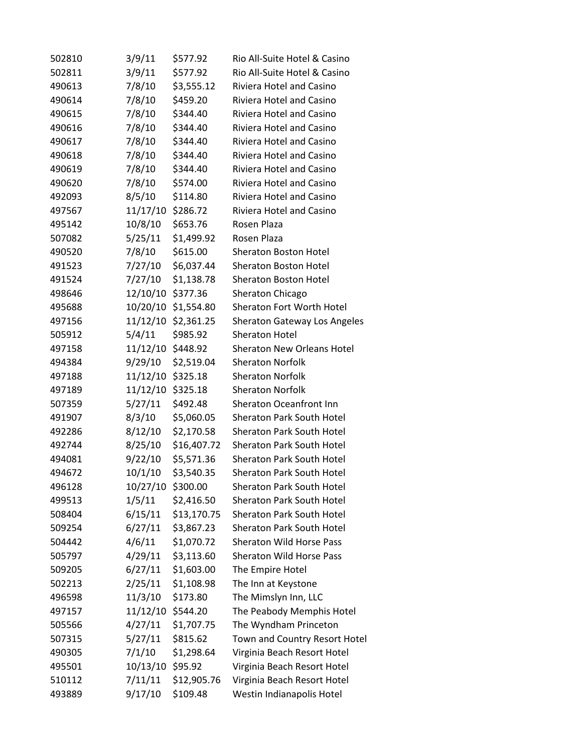| | | | |
|---|---|---|---|
| 502810 | 3/9/11 | $577.92 | Rio All-Suite Hotel & Casino |
| 502811 | 3/9/11 | $577.92 | Rio All-Suite Hotel & Casino |
| 490613 | 7/8/10 | $3,555.12 | Riviera Hotel and Casino |
| 490614 | 7/8/10 | $459.20 | Riviera Hotel and Casino |
| 490615 | 7/8/10 | $344.40 | Riviera Hotel and Casino |
| 490616 | 7/8/10 | $344.40 | Riviera Hotel and Casino |
| 490617 | 7/8/10 | $344.40 | Riviera Hotel and Casino |
| 490618 | 7/8/10 | $344.40 | Riviera Hotel and Casino |
| 490619 | 7/8/10 | $344.40 | Riviera Hotel and Casino |
| 490620 | 7/8/10 | $574.00 | Riviera Hotel and Casino |
| 492093 | 8/5/10 | $114.80 | Riviera Hotel and Casino |
| 497567 | 11/17/10 | $286.72 | Riviera Hotel and Casino |
| 495142 | 10/8/10 | $653.76 | Rosen Plaza |
| 507082 | 5/25/11 | $1,499.92 | Rosen Plaza |
| 490520 | 7/8/10 | $615.00 | Sheraton Boston Hotel |
| 491523 | 7/27/10 | $6,037.44 | Sheraton Boston Hotel |
| 491524 | 7/27/10 | $1,138.78 | Sheraton Boston Hotel |
| 498646 | 12/10/10 | $377.36 | Sheraton Chicago |
| 495688 | 10/20/10 | $1,554.80 | Sheraton Fort Worth Hotel |
| 497156 | 11/12/10 | $2,361.25 | Sheraton Gateway Los Angeles |
| 505912 | 5/4/11 | $985.92 | Sheraton Hotel |
| 497158 | 11/12/10 | $448.92 | Sheraton New Orleans Hotel |
| 494384 | 9/29/10 | $2,519.04 | Sheraton Norfolk |
| 497188 | 11/12/10 | $325.18 | Sheraton Norfolk |
| 497189 | 11/12/10 | $325.18 | Sheraton Norfolk |
| 507359 | 5/27/11 | $492.48 | Sheraton Oceanfront Inn |
| 491907 | 8/3/10 | $5,060.05 | Sheraton Park South Hotel |
| 492286 | 8/12/10 | $2,170.58 | Sheraton Park South Hotel |
| 492744 | 8/25/10 | $16,407.72 | Sheraton Park South Hotel |
| 494081 | 9/22/10 | $5,571.36 | Sheraton Park South Hotel |
| 494672 | 10/1/10 | $3,540.35 | Sheraton Park South Hotel |
| 496128 | 10/27/10 | $300.00 | Sheraton Park South Hotel |
| 499513 | 1/5/11 | $2,416.50 | Sheraton Park South Hotel |
| 508404 | 6/15/11 | $13,170.75 | Sheraton Park South Hotel |
| 509254 | 6/27/11 | $3,867.23 | Sheraton Park South Hotel |
| 504442 | 4/6/11 | $1,070.72 | Sheraton Wild Horse Pass |
| 505797 | 4/29/11 | $3,113.60 | Sheraton Wild Horse Pass |
| 509205 | 6/27/11 | $1,603.00 | The Empire Hotel |
| 502213 | 2/25/11 | $1,108.98 | The Inn at Keystone |
| 496598 | 11/3/10 | $173.80 | The Mimslyn Inn, LLC |
| 497157 | 11/12/10 | $544.20 | The Peabody Memphis Hotel |
| 505566 | 4/27/11 | $1,707.75 | The Wyndham Princeton |
| 507315 | 5/27/11 | $815.62 | Town and Country Resort Hotel |
| 490305 | 7/1/10 | $1,298.64 | Virginia Beach Resort Hotel |
| 495501 | 10/13/10 | $95.92 | Virginia Beach Resort Hotel |
| 510112 | 7/11/11 | $12,905.76 | Virginia Beach Resort Hotel |
| 493889 | 9/17/10 | $109.48 | Westin Indianapolis Hotel |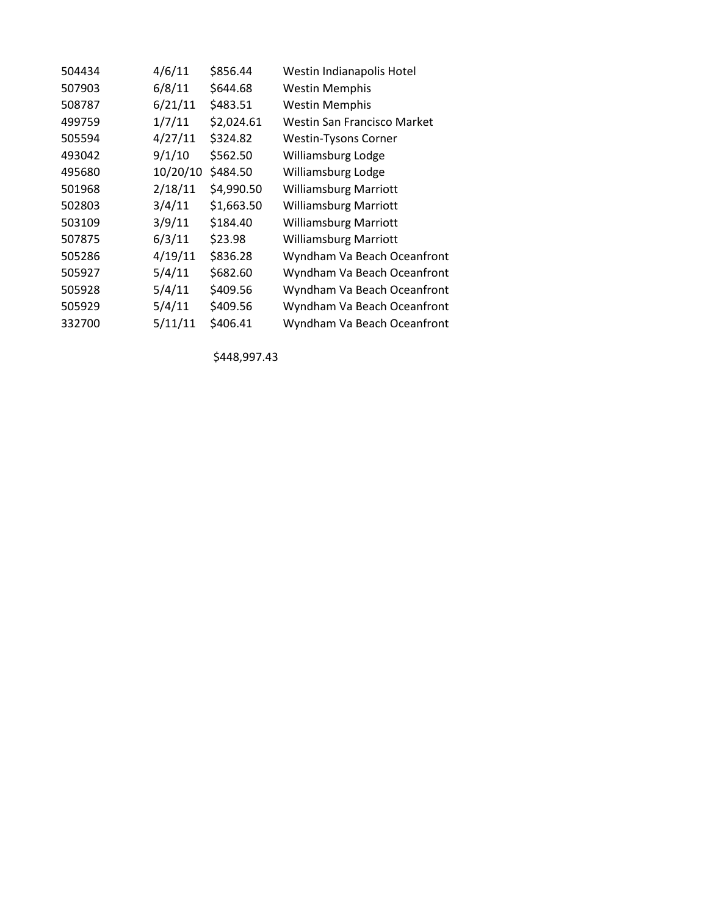| | | | |
|---|---|---|---|
| 504434 | 4/6/11 | $856.44 | Westin Indianapolis Hotel |
| 507903 | 6/8/11 | $644.68 | Westin Memphis |
| 508787 | 6/21/11 | $483.51 | Westin Memphis |
| 499759 | 1/7/11 | $2,024.61 | Westin San Francisco Market |
| 505594 | 4/27/11 | $324.82 | Westin-Tysons Corner |
| 493042 | 9/1/10 | $562.50 | Williamsburg Lodge |
| 495680 | 10/20/10 | $484.50 | Williamsburg Lodge |
| 501968 | 2/18/11 | $4,990.50 | Williamsburg Marriott |
| 502803 | 3/4/11 | $1,663.50 | Williamsburg Marriott |
| 503109 | 3/9/11 | $184.40 | Williamsburg Marriott |
| 507875 | 6/3/11 | $23.98 | Williamsburg Marriott |
| 505286 | 4/19/11 | $836.28 | Wyndham Va Beach Oceanfront |
| 505927 | 5/4/11 | $682.60 | Wyndham Va Beach Oceanfront |
| 505928 | 5/4/11 | $409.56 | Wyndham Va Beach Oceanfront |
| 505929 | 5/4/11 | $409.56 | Wyndham Va Beach Oceanfront |
| 332700 | 5/11/11 | $406.41 | Wyndham Va Beach Oceanfront |
| | | $448,997.43 | |